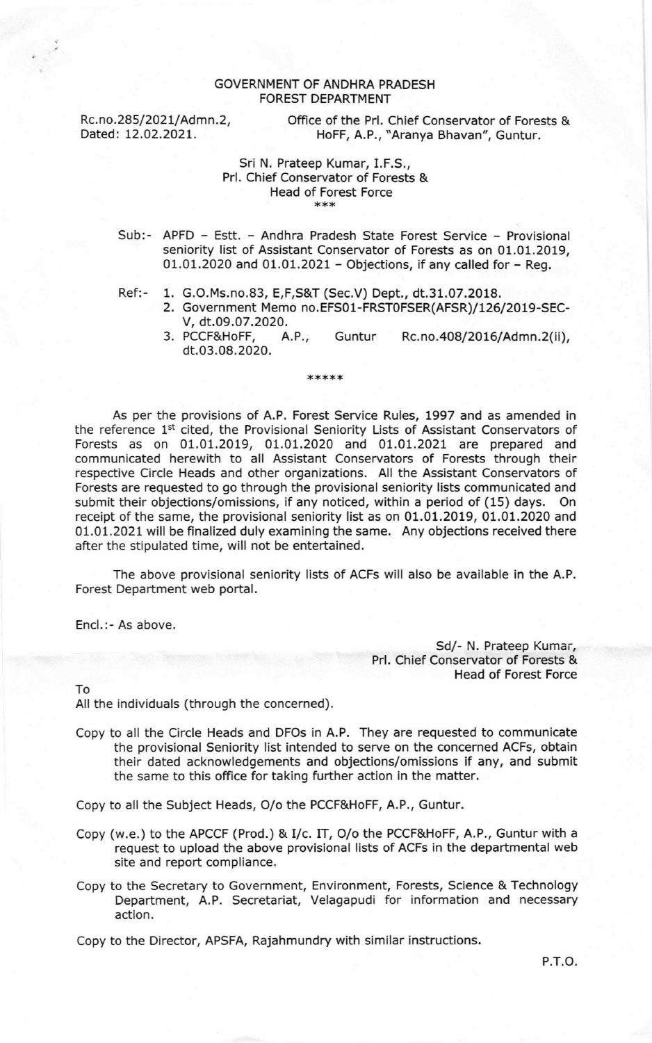GOVERNMENT OF ANDHRA PRADESH
FOREST DEPARTMENT

Rc.no.285/2021/Admn.2,
Dated: 12.02.2021.

Office of the Prl. Chief Conservator of Forests & HoFF, A.P., "Aranya Bhavan", Guntur.

Sri N. Prateep Kumar, I.F.S.,
Prl. Chief Conservator of Forests &
Head of Forest Force
***

Sub:- APFD – Estt. – Andhra Pradesh State Forest Service – Provisional seniority list of Assistant Conservator of Forests as on 01.01.2019, 01.01.2020 and 01.01.2021 – Objections, if any called for – Reg.

Ref:-
1. G.O.Ms.no.83, E,F,S&T (Sec.V) Dept., dt.31.07.2018.
2. Government Memo no.EFS01-FRST0FSER(AFSR)/126/2019-SEC-V, dt.09.07.2020.
3. PCCF&HoFF, A.P., Guntur Rc.no.408/2016/Admn.2(ii), dt.03.08.2020.

*****

As per the provisions of A.P. Forest Service Rules, 1997 and as amended in the reference 1st cited, the Provisional Seniority Lists of Assistant Conservators of Forests as on 01.01.2019, 01.01.2020 and 01.01.2021 are prepared and communicated herewith to all Assistant Conservators of Forests through their respective Circle Heads and other organizations. All the Assistant Conservators of Forests are requested to go through the provisional seniority lists communicated and submit their objections/omissions, if any noticed, within a period of (15) days. On receipt of the same, the provisional seniority list as on **01.01.2019, 01.01.2020** and 01.01.2021 will be finalized duly examining the same. Any objections received there after the stipulated time, will not be entertained.

The above provisional seniority lists of ACFs will also be available in the A.P. Forest Department web portal.

Encl.:- As above.

Sd/- N. Prateep Kumar,
Prl. Chief Conservator of Forests &
Head of Forest Force

To
All the individuals (through the concerned).

Copy to all the Circle Heads and DFOs in A.P. They are requested to communicate the provisional Seniority list intended to serve on the concerned ACFs, obtain their dated acknowledgements and objections/omissions if any, and submit the same to this office for taking further action in the matter.

Copy to all the Subject Heads, O/o the PCCF&HoFF, A.P., Guntur.

Copy (w.e.) to the APCCF (Prod.) & I/c. IT, O/o the PCCF&HoFF, A.P., Guntur with a request to upload the above provisional lists of ACFs in the departmental web site and report compliance.

Copy to the Secretary to Government, Environment, Forests, Science & Technology Department, A.P. Secretariat, Velagapudi for information and necessary action.

Copy to the Director, APSFA, Rajahmundry with similar instructions.

P.T.O.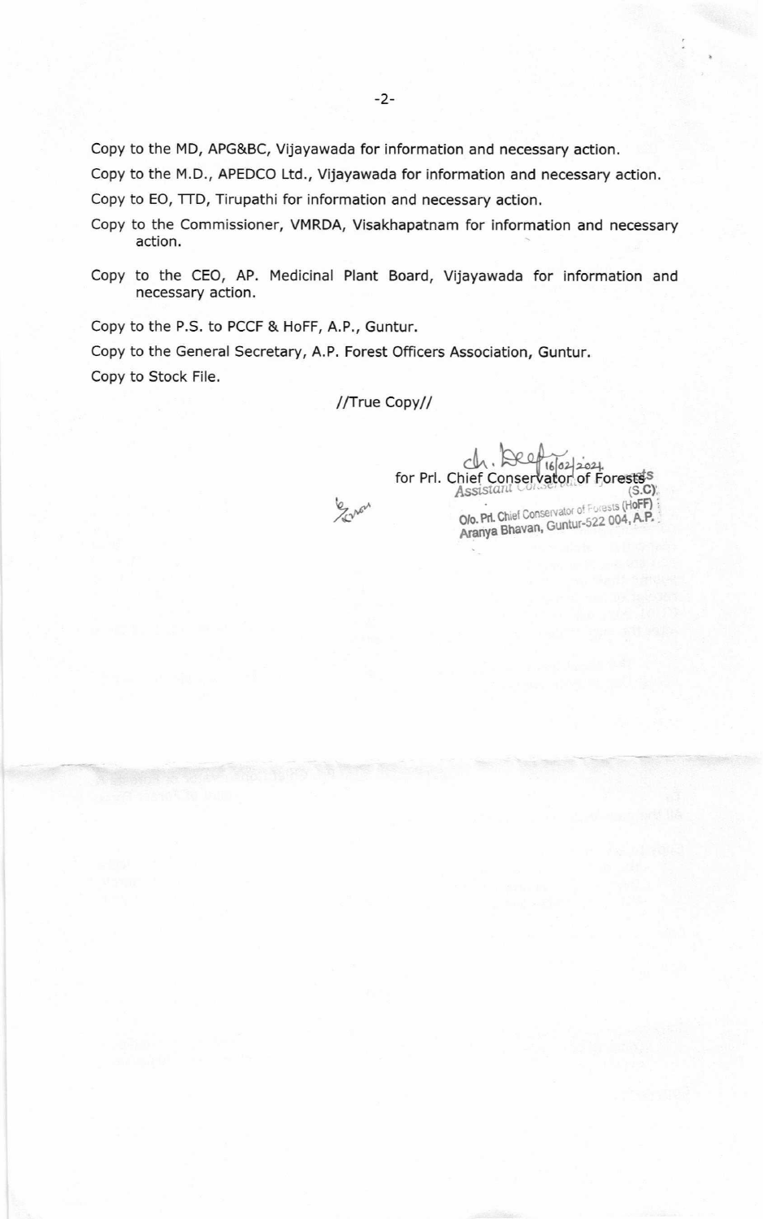Copy to the MD, APG&BC, Vijayawada for information and necessary action.

Copy to the M.D., APEDCO Ltd., Vijayawada for information and necessary action.

Copy to EO, TTD, Tirupathi for information and necessary action.

Copy to the Commissioner, VMRDA, Visakhapatnam for information and necessary action.

Copy to the CEO, AP. Medicinal Plant Board, Vijayawada for information and necessary action.

Copy to the P.S. to PCCF & HoFF, A.P., Guntur.

Copy to the General Secretary, A.P. Forest Officers Association, Guntur.

Copy to Stock File.

//True Copy//

16/02/2024

for Prl. Chief Conservator of Forests

Assistant Conservator of Forests (S.C)

O/o. Prl. Chief Conservator of Forests (HoFF)

Aranya Bhavan, Guntur-522 004, A.P.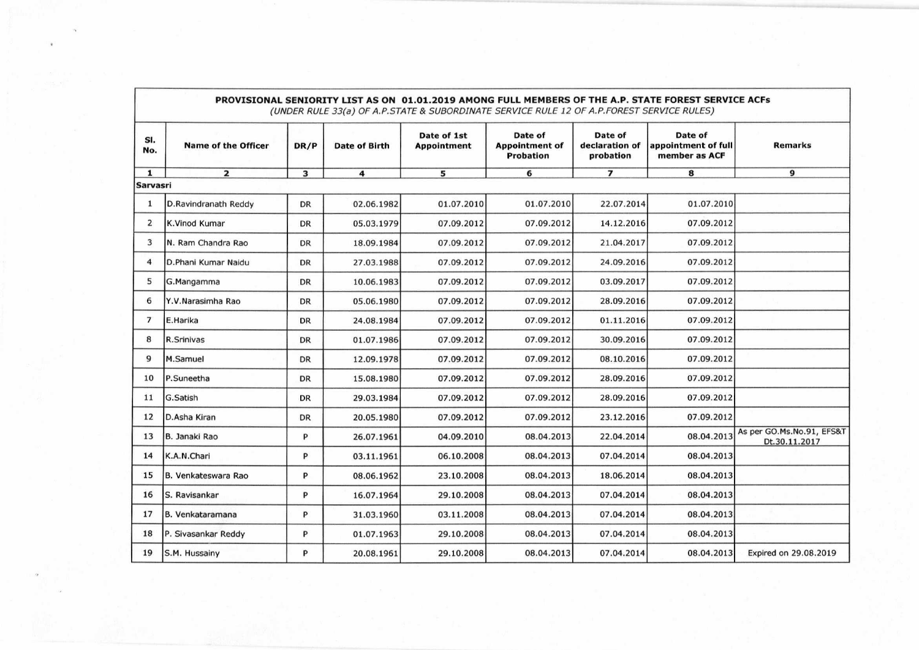**PROVISIONAL SENIORITY LIST AS ON 01.01.2019 AMONG FULL MEMBERS OF THE A.P. STATE FOREST SERVICE ACFs**

*(UNDER RULE 33(a) OF A.P.STATE & SUBORDINATE SERVICE RULE 12 OF A.P.FOREST SERVICE RULES)*

| Sl. No. | Name of the Officer | DR/P | Date of Birth | Date of 1st Appointment | Date of Appointment of Probation | Date of declaration of probation | Date of appointment of full member as ACF | Remarks |
|---|---|---|---|---|---|---|---|---|
| 1 | 2 | 3 | 4 | 5 | 6 | 7 | 8 | 9 |
| Sarvasri | | | | | | | | |
| 1 | D.Ravindranath Reddy | DR | 02.06.1982 | 01.07.2010 | 01.07.2010 | 22.07.2014 | 01.07.2010 | |
| 2 | K.Vinod Kumar | DR | 05.03.1979 | 07.09.2012 | 07.09.2012 | 14.12.2016 | 07.09.2012 | |
| 3 | N. Ram Chandra Rao | DR | 18.09.1984 | 07.09.2012 | 07.09.2012 | 21.04.2017 | 07.09.2012 | |
| 4 | D.Phani Kumar Naidu | DR | 27.03.1988 | 07.09.2012 | 07.09.2012 | 24.09.2016 | 07.09.2012 | |
| 5 | G.Mangamma | DR | 10.06.1983 | 07.09.2012 | 07.09.2012 | 03.09.2017 | 07.09.2012 | |
| 6 | Y.V.Narasimha Rao | DR | 05.06.1980 | 07.09.2012 | 07.09.2012 | 28.09.2016 | 07.09.2012 | |
| 7 | E.Harika | DR | 24.08.1984 | 07.09.2012 | 07.09.2012 | 01.11.2016 | 07.09.2012 | |
| 8 | R.Srinivas | DR | 01.07.1986 | 07.09.2012 | 07.09.2012 | 30.09.2016 | 07.09.2012 | |
| 9 | M.Samuel | DR | 12.09.1978 | 07.09.2012 | 07.09.2012 | 08.10.2016 | 07.09.2012 | |
| 10 | P.Suneetha | DR | 15.08.1980 | 07.09.2012 | 07.09.2012 | 28.09.2016 | 07.09.2012 | |
| 11 | G.Satish | DR | 29.03.1984 | 07.09.2012 | 07.09.2012 | 28.09.2016 | 07.09.2012 | |
| 12 | D.Asha Kiran | DR | 20.05.1980 | 07.09.2012 | 07.09.2012 | 23.12.2016 | 07.09.2012 | |
| 13 | B. Janaki Rao | P | 26.07.1961 | 04.09.2010 | 08.04.2013 | 22.04.2014 | 08.04.2013 | As per GO.Ms.No.91, EFS&T Dt.30.11.2017 |
| 14 | K.A.N.Chari | P | 03.11.1961 | 06.10.2008 | 08.04.2013 | 07.04.2014 | 08.04.2013 | |
| 15 | B. Venkateswara Rao | P | 08.06.1962 | 23.10.2008 | 08.04.2013 | 18.06.2014 | 08.04.2013 | |
| 16 | S. Ravisankar | P | 16.07.1964 | 29.10.2008 | 08.04.2013 | 07.04.2014 | 08.04.2013 | |
| 17 | B. Venkataramana | P | 31.03.1960 | 03.11.2008 | 08.04.2013 | 07.04.2014 | 08.04.2013 | |
| 18 | P. Sivasankar Reddy | P | 01.07.1963 | 29.10.2008 | 08.04.2013 | 07.04.2014 | 08.04.2013 | |
| 19 | S.M. Hussainy | P | 20.08.1961 | 29.10.2008 | 08.04.2013 | 07.04.2014 | 08.04.2013 | Expired on 29.08.2019 |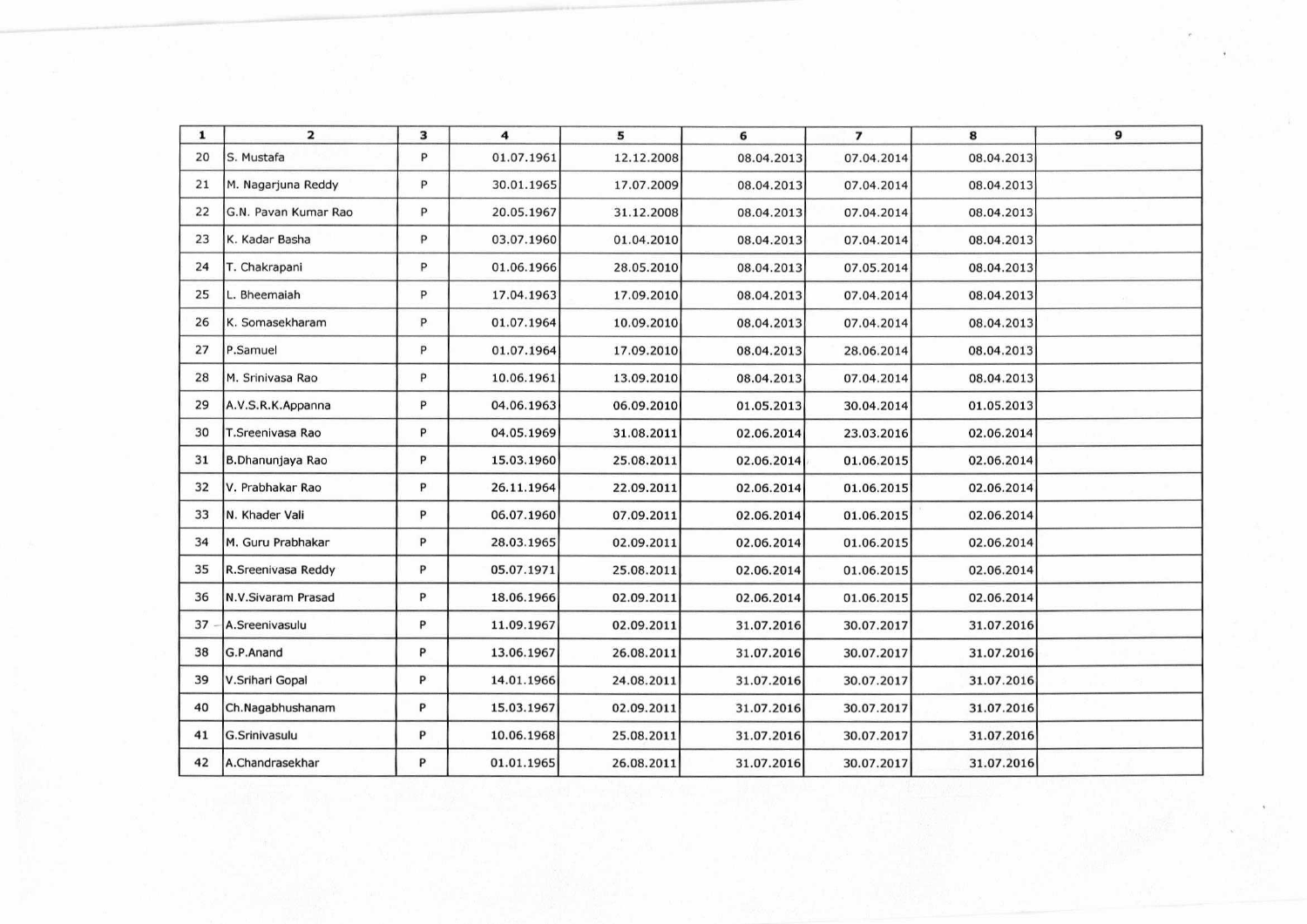| 1 | 2 | 3 | 4 | 5 | 6 | 7 | 8 | 9 |
|---|---|---|---|---|---|---|---|---|
| 20 | S. Mustafa | P | 01.07.1961 | 12.12.2008 | 08.04.2013 | 07.04.2014 | 08.04.2013 | |
| 21 | M. Nagarjuna Reddy | P | 30.01.1965 | 17.07.2009 | 08.04.2013 | 07.04.2014 | 08.04.2013 | |
| 22 | G.N. Pavan Kumar Rao | P | 20.05.1967 | 31.12.2008 | 08.04.2013 | 07.04.2014 | 08.04.2013 | |
| 23 | K. Kadar Basha | P | 03.07.1960 | 01.04.2010 | 08.04.2013 | 07.04.2014 | 08.04.2013 | |
| 24 | T. Chakrapani | P | 01.06.1966 | 28.05.2010 | 08.04.2013 | 07.05.2014 | 08.04.2013 | |
| 25 | L. Bheemaiah | P | 17.04.1963 | 17.09.2010 | 08.04.2013 | 07.04.2014 | 08.04.2013 | |
| 26 | K. Somasekharam | P | 01.07.1964 | 10.09.2010 | 08.04.2013 | 07.04.2014 | 08.04.2013 | |
| 27 | P.Samuel | P | 01.07.1964 | 17.09.2010 | 08.04.2013 | 28.06.2014 | 08.04.2013 | |
| 28 | M. Srinivasa Rao | P | 10.06.1961 | 13.09.2010 | 08.04.2013 | 07.04.2014 | 08.04.2013 | |
| 29 | A.V.S.R.K.Appanna | P | 04.06.1963 | 06.09.2010 | 01.05.2013 | 30.04.2014 | 01.05.2013 | |
| 30 | T.Sreenivasa Rao | P | 04.05.1969 | 31.08.2011 | 02.06.2014 | 23.03.2016 | 02.06.2014 | |
| 31 | B.Dhanunjaya Rao | P | 15.03.1960 | 25.08.2011 | 02.06.2014 | 01.06.2015 | 02.06.2014 | |
| 32 | V. Prabhakar Rao | P | 26.11.1964 | 22.09.2011 | 02.06.2014 | 01.06.2015 | 02.06.2014 | |
| 33 | N. Khader Vali | P | 06.07.1960 | 07.09.2011 | 02.06.2014 | 01.06.2015 | 02.06.2014 | |
| 34 | M. Guru Prabhakar | P | 28.03.1965 | 02.09.2011 | 02.06.2014 | 01.06.2015 | 02.06.2014 | |
| 35 | R.Sreenivasa Reddy | P | 05.07.1971 | 25.08.2011 | 02.06.2014 | 01.06.2015 | 02.06.2014 | |
| 36 | N.V.Sivaram Prasad | P | 18.06.1966 | 02.09.2011 | 02.06.2014 | 01.06.2015 | 02.06.2014 | |
| 37 | A.Sreenivasulu | P | 11.09.1967 | 02.09.2011 | 31.07.2016 | 30.07.2017 | 31.07.2016 | |
| 38 | G.P.Anand | P | 13.06.1967 | 26.08.2011 | 31.07.2016 | 30.07.2017 | 31.07.2016 | |
| 39 | V.Srihari Gopal | P | 14.01.1966 | 24.08.2011 | 31.07.2016 | 30.07.2017 | 31.07.2016 | |
| 40 | Ch.Nagabhushanam | P | 15.03.1967 | 02.09.2011 | 31.07.2016 | 30.07.2017 | 31.07.2016 | |
| 41 | G.Srinivasulu | P | 10.06.1968 | 25.08.2011 | 31.07.2016 | 30.07.2017 | 31.07.2016 | |
| 42 | A.Chandrasekhar | P | 01.01.1965 | 26.08.2011 | 31.07.2016 | 30.07.2017 | 31.07.2016 | |